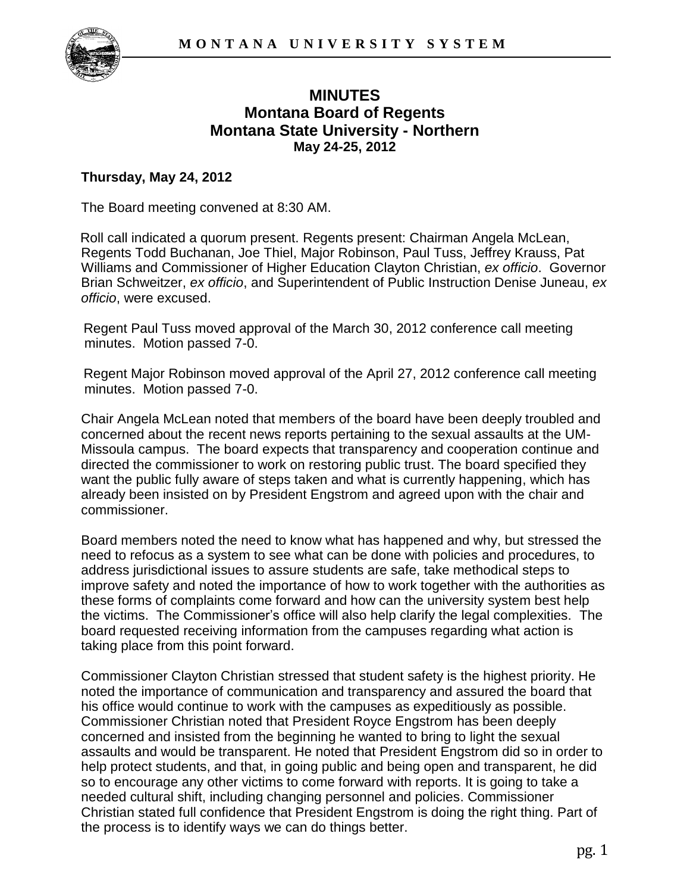# MINUTES
## Montana Board of Regents
## Montana State University - Northern
### May 24-25, 2012

**Thursday, May 24, 2012**

The Board meeting convened at 8:30 AM.

Roll call indicated a quorum present. Regents present: Chairman Angela McLean, Regents Todd Buchanan, Joe Thiel, Major Robinson, Paul Tuss, Jeffrey Krauss, Pat Williams and Commissioner of Higher Education Clayton Christian, *ex officio*. Governor Brian Schweitzer, *ex officio*, and Superintendent of Public Instruction Denise Juneau, *ex officio*, were excused.

Regent Paul Tuss moved approval of the March 30, 2012 conference call meeting minutes. Motion passed 7-0.

Regent Major Robinson moved approval of the April 27, 2012 conference call meeting minutes. Motion passed 7-0.

Chair Angela McLean noted that members of the board have been deeply troubled and concerned about the recent news reports pertaining to the sexual assaults at the UM-Missoula campus. The board expects that transparency and cooperation continue and directed the commissioner to work on restoring public trust. The board specified they want the public fully aware of steps taken and what is currently happening, which has already been insisted on by President Engstrom and agreed upon with the chair and commissioner.

Board members noted the need to know what has happened and why, but stressed the need to refocus as a system to see what can be done with policies and procedures, to address jurisdictional issues to assure students are safe, take methodical steps to improve safety and noted the importance of how to work together with the authorities as these forms of complaints come forward and how can the university system best help the victims. The Commissioner's office will also help clarify the legal complexities. The board requested receiving information from the campuses regarding what action is taking place from this point forward.

Commissioner Clayton Christian stressed that student safety is the highest priority. He noted the importance of communication and transparency and assured the board that his office would continue to work with the campuses as expeditiously as possible. Commissioner Christian noted that President Royce Engstrom has been deeply concerned and insisted from the beginning he wanted to bring to light the sexual assaults and would be transparent. He noted that President Engstrom did so in order to help protect students, and that, in going public and being open and transparent, he did so to encourage any other victims to come forward with reports. It is going to take a needed cultural shift, including changing personnel and policies. Commissioner Christian stated full confidence that President Engstrom is doing the right thing. Part of the process is to identify ways we can do things better.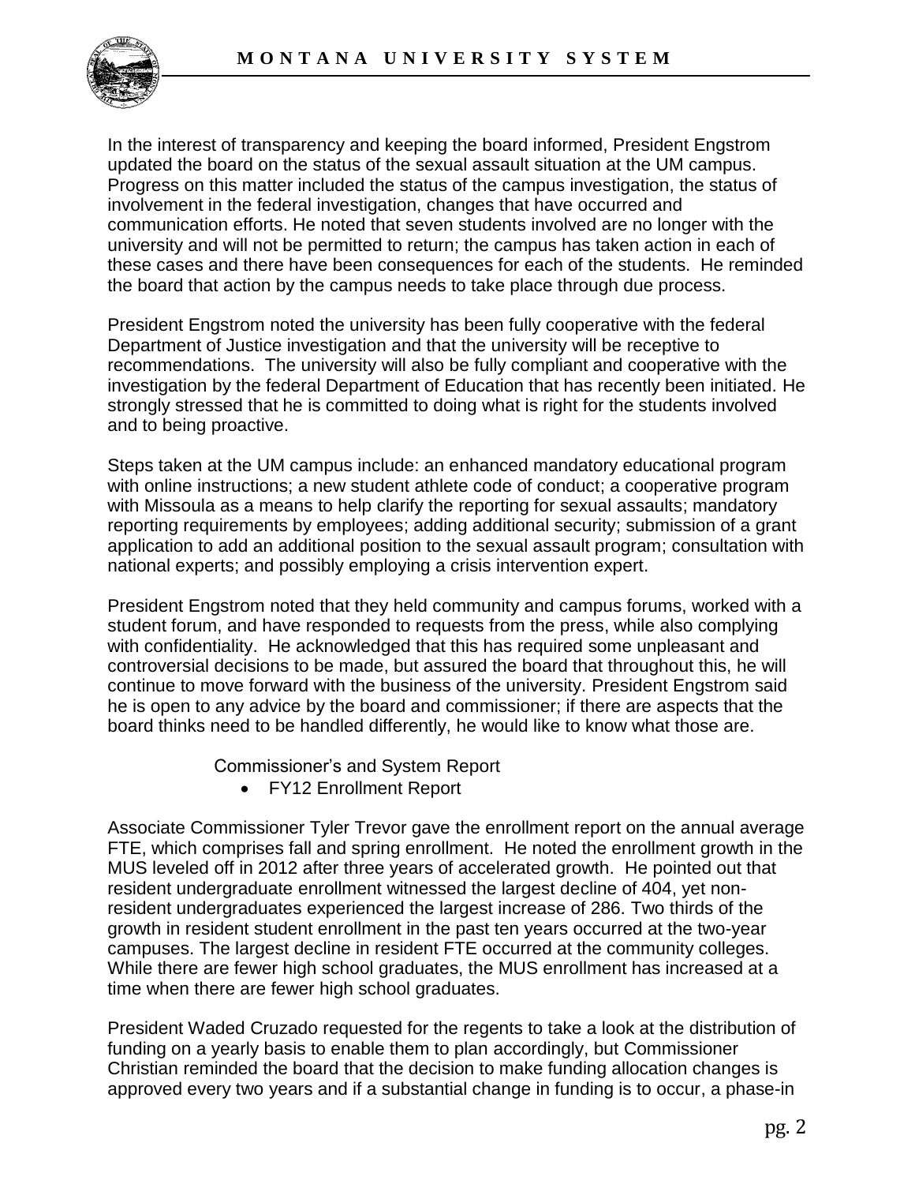In the interest of transparency and keeping the board informed, President Engstrom updated the board on the status of the sexual assault situation at the UM campus. Progress on this matter included the status of the campus investigation, the status of involvement in the federal investigation, changes that have occurred and communication efforts. He noted that seven students involved are no longer with the university and will not be permitted to return; the campus has taken action in each of these cases and there have been consequences for each of the students. He reminded the board that action by the campus needs to take place through due process.

President Engstrom noted the university has been fully cooperative with the federal Department of Justice investigation and that the university will be receptive to recommendations. The university will also be fully compliant and cooperative with the investigation by the federal Department of Education that has recently been initiated. He strongly stressed that he is committed to doing what is right for the students involved and to being proactive.

Steps taken at the UM campus include: an enhanced mandatory educational program with online instructions; a new student athlete code of conduct; a cooperative program with Missoula as a means to help clarify the reporting for sexual assaults; mandatory reporting requirements by employees; adding additional security; submission of a grant application to add an additional position to the sexual assault program; consultation with national experts; and possibly employing a crisis intervention expert.

President Engstrom noted that they held community and campus forums, worked with a student forum, and have responded to requests from the press, while also complying with confidentiality. He acknowledged that this has required some unpleasant and controversial decisions to be made, but assured the board that throughout this, he will continue to move forward with the business of the university. President Engstrom said he is open to any advice by the board and commissioner; if there are aspects that the board thinks need to be handled differently, he would like to know what those are.

Commissioner's and System Report

- FY12 Enrollment Report

Associate Commissioner Tyler Trevor gave the enrollment report on the annual average FTE, which comprises fall and spring enrollment. He noted the enrollment growth in the MUS leveled off in 2012 after three years of accelerated growth. He pointed out that resident undergraduate enrollment witnessed the largest decline of 404, yet non-resident undergraduates experienced the largest increase of 286. Two thirds of the growth in resident student enrollment in the past ten years occurred at the two-year campuses. The largest decline in resident FTE occurred at the community colleges. While there are fewer high school graduates, the MUS enrollment has increased at a time when there are fewer high school graduates.

President Waded Cruzado requested for the regents to take a look at the distribution of funding on a yearly basis to enable them to plan accordingly, but Commissioner Christian reminded the board that the decision to make funding allocation changes is approved every two years and if a substantial change in funding is to occur, a phase-in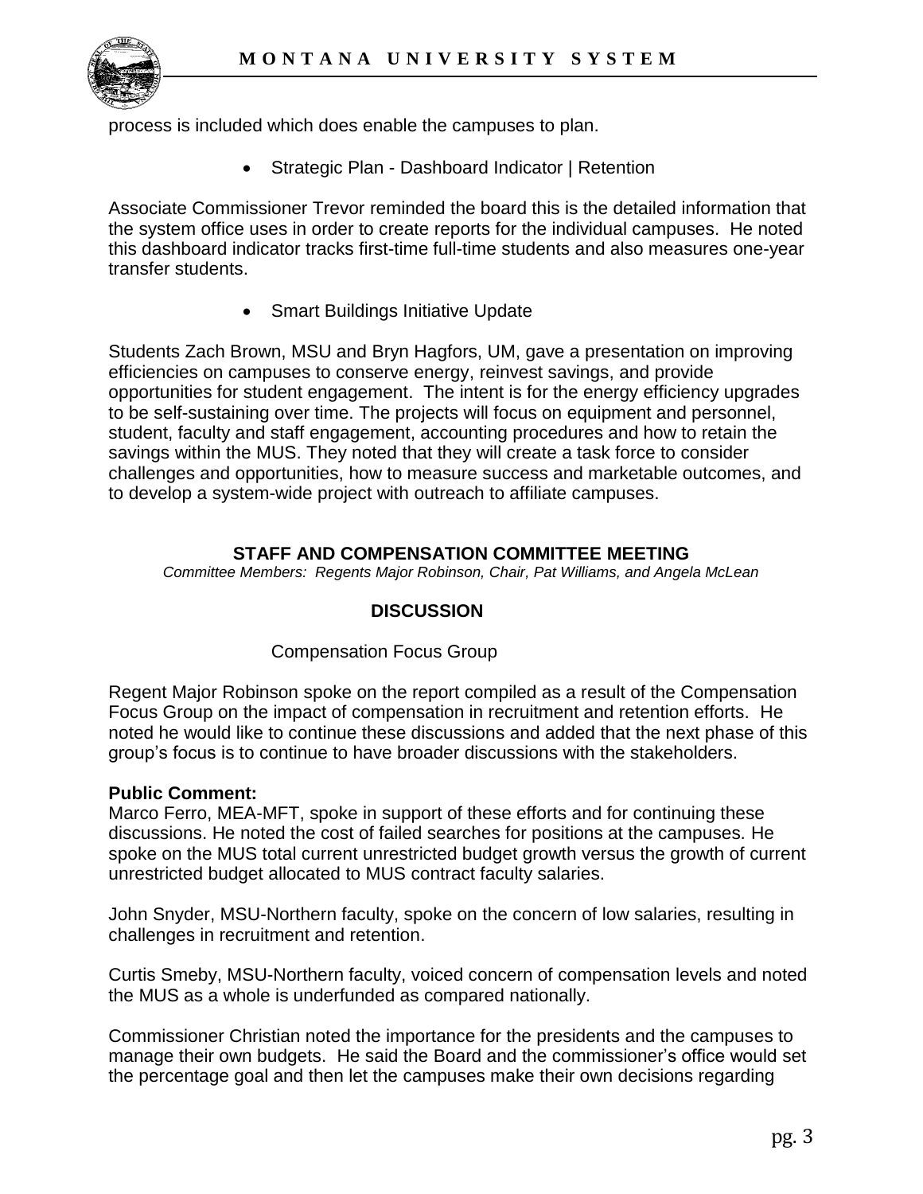process is included which does enable the campuses to plan.

- Strategic Plan - Dashboard Indicator | Retention

Associate Commissioner Trevor reminded the board this is the detailed information that the system office uses in order to create reports for the individual campuses. He noted this dashboard indicator tracks first-time full-time students and also measures one-year transfer students.

- Smart Buildings Initiative Update

Students Zach Brown, MSU and Bryn Hagfors, UM, gave a presentation on improving efficiencies on campuses to conserve energy, reinvest savings, and provide opportunities for student engagement. The intent is for the energy efficiency upgrades to be self-sustaining over time. The projects will focus on equipment and personnel, student, faculty and staff engagement, accounting procedures and how to retain the savings within the MUS. They noted that they will create a task force to consider challenges and opportunities, how to measure success and marketable outcomes, and to develop a system-wide project with outreach to affiliate campuses.

## STAFF AND COMPENSATION COMMITTEE MEETING

*Committee Members: Regents Major Robinson, Chair, Pat Williams, and Angela McLean*

### DISCUSSION

Compensation Focus Group

Regent Major Robinson spoke on the report compiled as a result of the Compensation Focus Group on the impact of compensation in recruitment and retention efforts. He noted he would like to continue these discussions and added that the next phase of this group's focus is to continue to have broader discussions with the stakeholders.

**Public Comment:**

Marco Ferro, MEA-MFT, spoke in support of these efforts and for continuing these discussions. He noted the cost of failed searches for positions at the campuses. He spoke on the MUS total current unrestricted budget growth versus the growth of current unrestricted budget allocated to MUS contract faculty salaries.

John Snyder, MSU-Northern faculty, spoke on the concern of low salaries, resulting in challenges in recruitment and retention.

Curtis Smeby, MSU-Northern faculty, voiced concern of compensation levels and noted the MUS as a whole is underfunded as compared nationally.

Commissioner Christian noted the importance for the presidents and the campuses to manage their own budgets. He said the Board and the commissioner's office would set the percentage goal and then let the campuses make their own decisions regarding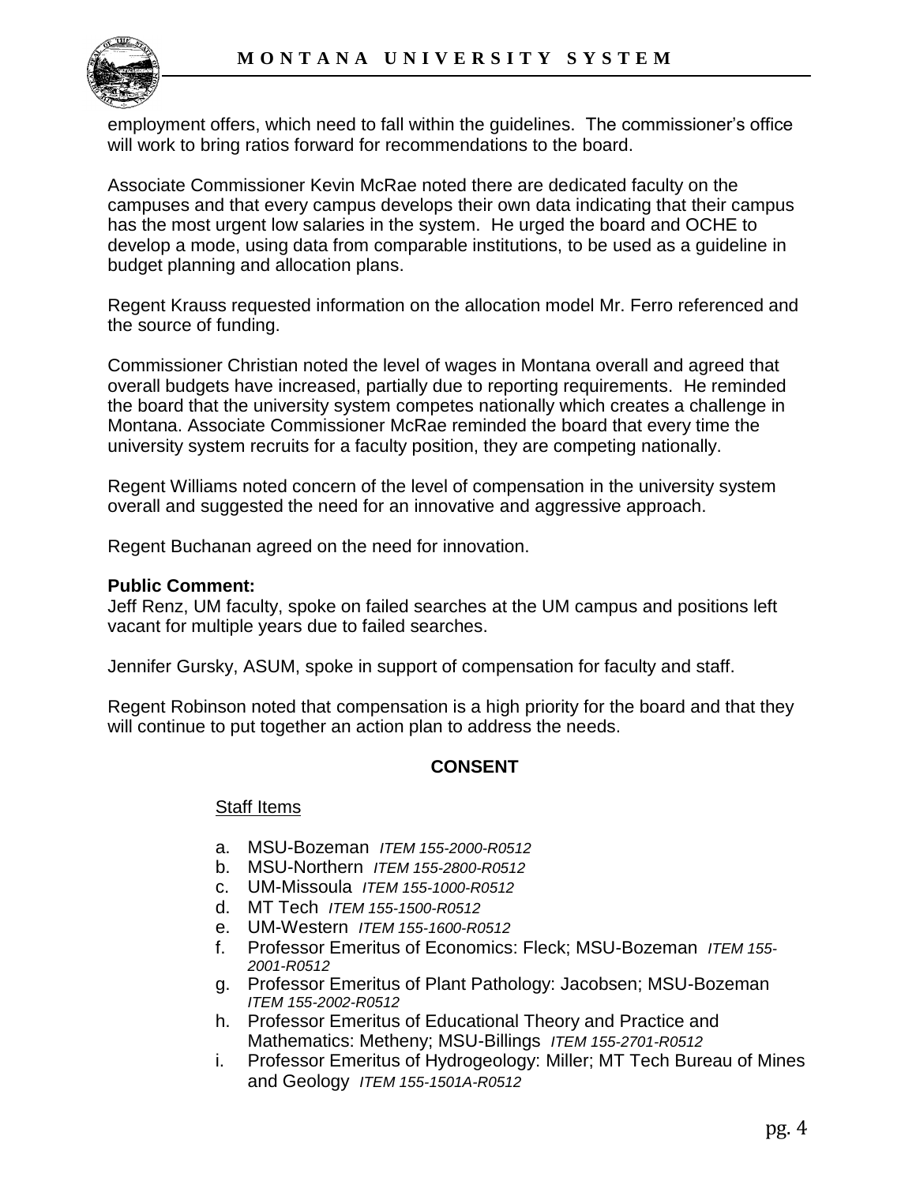employment offers, which need to fall within the guidelines. The commissioner's office will work to bring ratios forward for recommendations to the board.

Associate Commissioner Kevin McRae noted there are dedicated faculty on the campuses and that every campus develops their own data indicating that their campus has the most urgent low salaries in the system. He urged the board and OCHE to develop a mode, using data from comparable institutions, to be used as a guideline in budget planning and allocation plans.

Regent Krauss requested information on the allocation model Mr. Ferro referenced and the source of funding.

Commissioner Christian noted the level of wages in Montana overall and agreed that overall budgets have increased, partially due to reporting requirements. He reminded the board that the university system competes nationally which creates a challenge in Montana. Associate Commissioner McRae reminded the board that every time the university system recruits for a faculty position, they are competing nationally.

Regent Williams noted concern of the level of compensation in the university system overall and suggested the need for an innovative and aggressive approach.

Regent Buchanan agreed on the need for innovation.

**Public Comment:**
Jeff Renz, UM faculty, spoke on failed searches at the UM campus and positions left vacant for multiple years due to failed searches.

Jennifer Gursky, ASUM, spoke in support of compensation for faculty and staff.

Regent Robinson noted that compensation is a high priority for the board and that they will continue to put together an action plan to address the needs.

## CONSENT

Staff Items

a. MSU-Bozeman *ITEM 155-2000-R0512*
b. MSU-Northern *ITEM 155-2800-R0512*
c. UM-Missoula *ITEM 155-1000-R0512*
d. MT Tech *ITEM 155-1500-R0512*
e. UM-Western *ITEM 155-1600-R0512*
f. Professor Emeritus of Economics: Fleck; MSU-Bozeman *ITEM 155-2001-R0512*
g. Professor Emeritus of Plant Pathology: Jacobsen; MSU-Bozeman *ITEM 155-2002-R0512*
h. Professor Emeritus of Educational Theory and Practice and Mathematics: Metheny; MSU-Billings *ITEM 155-2701-R0512*
i. Professor Emeritus of Hydrogeology: Miller; MT Tech Bureau of Mines and Geology *ITEM 155-1501A-R0512*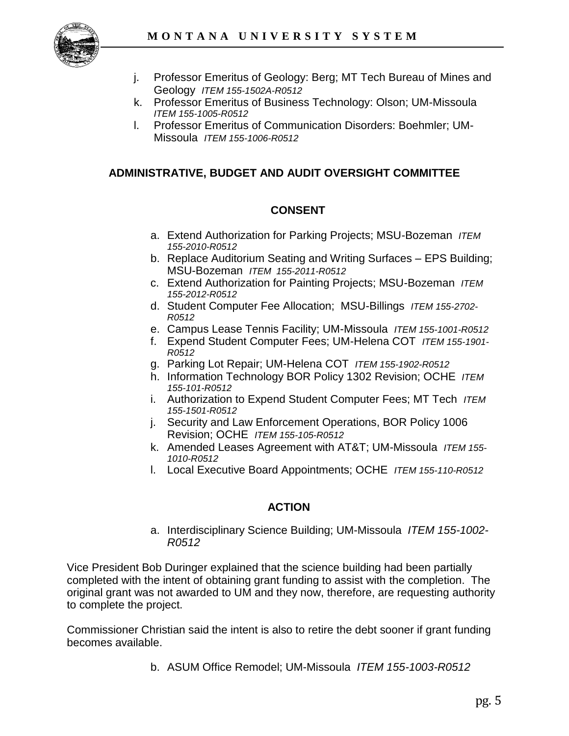j. Professor Emeritus of Geology: Berg; MT Tech Bureau of Mines and Geology *ITEM 155-1502A-R0512*
k. Professor Emeritus of Business Technology: Olson; UM-Missoula *ITEM 155-1005-R0512*
l. Professor Emeritus of Communication Disorders: Boehmler; UM-Missoula *ITEM 155-1006-R0512*

## ADMINISTRATIVE, BUDGET AND AUDIT OVERSIGHT COMMITTEE

### CONSENT

a. Extend Authorization for Parking Projects; MSU-Bozeman *ITEM 155-2010-R0512*
b. Replace Auditorium Seating and Writing Surfaces – EPS Building; MSU-Bozeman *ITEM 155-2011-R0512*
c. Extend Authorization for Painting Projects; MSU-Bozeman *ITEM 155-2012-R0512*
d. Student Computer Fee Allocation; MSU-Billings *ITEM 155-2702-R0512*
e. Campus Lease Tennis Facility; UM-Missoula *ITEM 155-1001-R0512*
f. Expend Student Computer Fees; UM-Helena COT *ITEM 155-1901-R0512*
g. Parking Lot Repair; UM-Helena COT *ITEM 155-1902-R0512*
h. Information Technology BOR Policy 1302 Revision; OCHE *ITEM 155-101-R0512*
i. Authorization to Expend Student Computer Fees; MT Tech *ITEM 155-1501-R0512*
j. Security and Law Enforcement Operations, BOR Policy 1006 Revision; OCHE *ITEM 155-105-R0512*
k. Amended Leases Agreement with AT&T; UM-Missoula *ITEM 155-1010-R0512*
l. Local Executive Board Appointments; OCHE *ITEM 155-110-R0512*

### ACTION

a. Interdisciplinary Science Building; UM-Missoula *ITEM 155-1002-R0512*

Vice President Bob Duringer explained that the science building had been partially completed with the intent of obtaining grant funding to assist with the completion. The original grant was not awarded to UM and they now, therefore, are requesting authority to complete the project.

Commissioner Christian said the intent is also to retire the debt sooner if grant funding becomes available.

b. ASUM Office Remodel; UM-Missoula *ITEM 155-1003-R0512*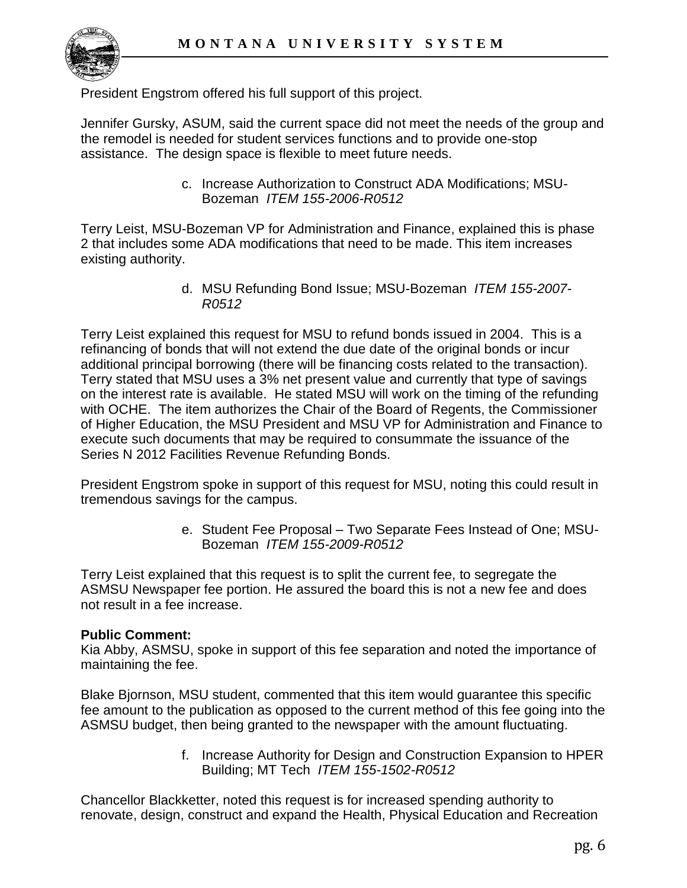President Engstrom offered his full support of this project.

Jennifer Gursky, ASUM, said the current space did not meet the needs of the group and the remodel is needed for student services functions and to provide one-stop assistance. The design space is flexible to meet future needs.

c. Increase Authorization to Construct ADA Modifications; MSU-Bozeman *ITEM 155-2006-R0512*

Terry Leist, MSU-Bozeman VP for Administration and Finance, explained this is phase 2 that includes some ADA modifications that need to be made. This item increases existing authority.

d. MSU Refunding Bond Issue; MSU-Bozeman *ITEM 155-2007-R0512*

Terry Leist explained this request for MSU to refund bonds issued in 2004. This is a refinancing of bonds that will not extend the due date of the original bonds or incur additional principal borrowing (there will be financing costs related to the transaction). Terry stated that MSU uses a 3% net present value and currently that type of savings on the interest rate is available. He stated MSU will work on the timing of the refunding with OCHE. The item authorizes the Chair of the Board of Regents, the Commissioner of Higher Education, the MSU President and MSU VP for Administration and Finance to execute such documents that may be required to consummate the issuance of the Series N 2012 Facilities Revenue Refunding Bonds.

President Engstrom spoke in support of this request for MSU, noting this could result in tremendous savings for the campus.

e. Student Fee Proposal – Two Separate Fees Instead of One; MSU-Bozeman *ITEM 155-2009-R0512*

Terry Leist explained that this request is to split the current fee, to segregate the ASMSU Newspaper fee portion. He assured the board this is not a new fee and does not result in a fee increase.

**Public Comment:**
Kia Abby, ASMSU, spoke in support of this fee separation and noted the importance of maintaining the fee.

Blake Bjornson, MSU student, commented that this item would guarantee this specific fee amount to the publication as opposed to the current method of this fee going into the ASMSU budget, then being granted to the newspaper with the amount fluctuating.

f. Increase Authority for Design and Construction Expansion to HPER Building; MT Tech *ITEM 155-1502-R0512*

Chancellor Blackketter, noted this request is for increased spending authority to renovate, design, construct and expand the Health, Physical Education and Recreation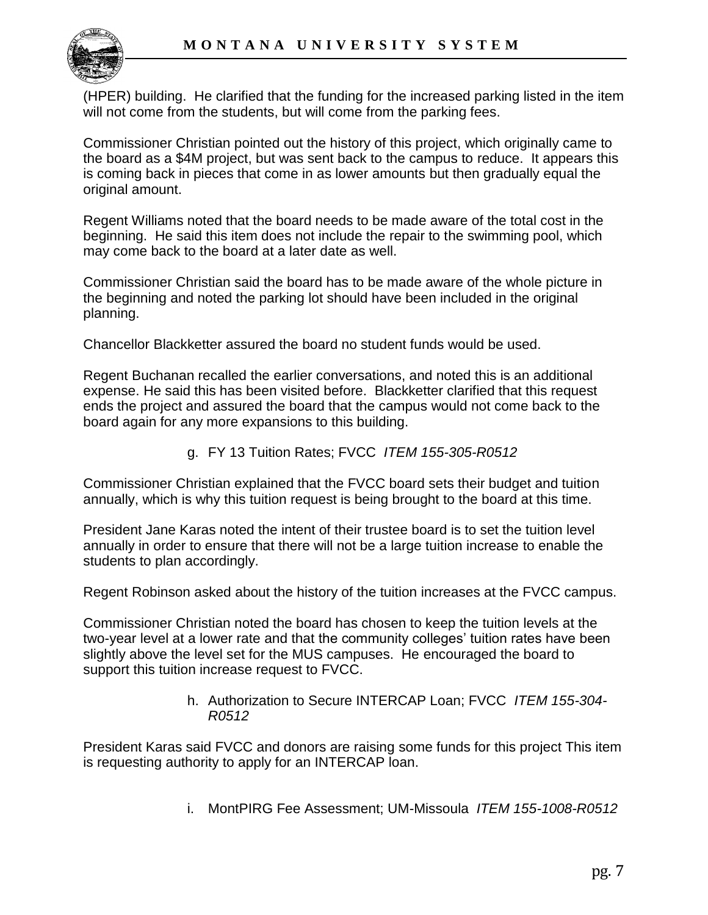(HPER) building. He clarified that the funding for the increased parking listed in the item will not come from the students, but will come from the parking fees.

Commissioner Christian pointed out the history of this project, which originally came to the board as a $4M project, but was sent back to the campus to reduce. It appears this is coming back in pieces that come in as lower amounts but then gradually equal the original amount.

Regent Williams noted that the board needs to be made aware of the total cost in the beginning. He said this item does not include the repair to the swimming pool, which may come back to the board at a later date as well.

Commissioner Christian said the board has to be made aware of the whole picture in the beginning and noted the parking lot should have been included in the original planning.

Chancellor Blackketter assured the board no student funds would be used.

Regent Buchanan recalled the earlier conversations, and noted this is an additional expense. He said this has been visited before. Blackketter clarified that this request ends the project and assured the board that the campus would not come back to the board again for any more expansions to this building.

g. FY 13 Tuition Rates; FVCC *ITEM 155-305-R0512*

Commissioner Christian explained that the FVCC board sets their budget and tuition annually, which is why this tuition request is being brought to the board at this time.

President Jane Karas noted the intent of their trustee board is to set the tuition level annually in order to ensure that there will not be a large tuition increase to enable the students to plan accordingly.

Regent Robinson asked about the history of the tuition increases at the FVCC campus.

Commissioner Christian noted the board has chosen to keep the tuition levels at the two-year level at a lower rate and that the community colleges' tuition rates have been slightly above the level set for the MUS campuses. He encouraged the board to support this tuition increase request to FVCC.

h. Authorization to Secure INTERCAP Loan; FVCC *ITEM 155-304-R0512*

President Karas said FVCC and donors are raising some funds for this project This item is requesting authority to apply for an INTERCAP loan.

i. MontPIRG Fee Assessment; UM-Missoula *ITEM 155-1008-R0512*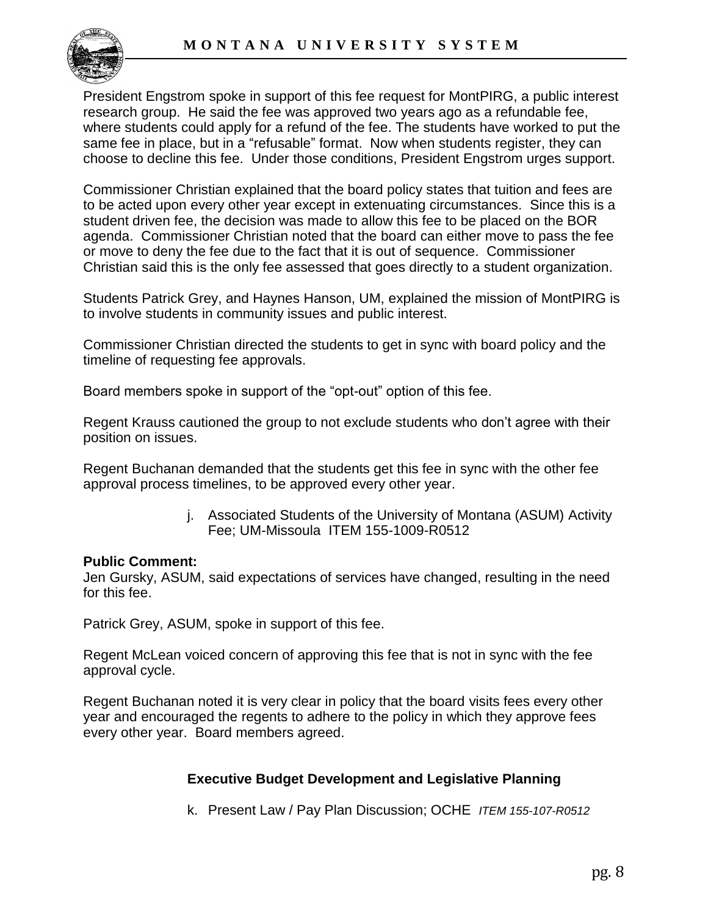President Engstrom spoke in support of this fee request for MontPIRG, a public interest research group. He said the fee was approved two years ago as a refundable fee, where students could apply for a refund of the fee. The students have worked to put the same fee in place, but in a "refusable" format. Now when students register, they can choose to decline this fee. Under those conditions, President Engstrom urges support.

Commissioner Christian explained that the board policy states that tuition and fees are to be acted upon every other year except in extenuating circumstances. Since this is a student driven fee, the decision was made to allow this fee to be placed on the BOR agenda. Commissioner Christian noted that the board can either move to pass the fee or move to deny the fee due to the fact that it is out of sequence. Commissioner Christian said this is the only fee assessed that goes directly to a student organization.

Students Patrick Grey, and Haynes Hanson, UM, explained the mission of MontPIRG is to involve students in community issues and public interest.

Commissioner Christian directed the students to get in sync with board policy and the timeline of requesting fee approvals.

Board members spoke in support of the "opt-out" option of this fee.

Regent Krauss cautioned the group to not exclude students who don't agree with their position on issues.

Regent Buchanan demanded that the students get this fee in sync with the other fee approval process timelines, to be approved every other year.

j. Associated Students of the University of Montana (ASUM) Activity Fee; UM-Missoula ITEM 155-1009-R0512

**Public Comment:**
Jen Gursky, ASUM, said expectations of services have changed, resulting in the need for this fee.

Patrick Grey, ASUM, spoke in support of this fee.

Regent McLean voiced concern of approving this fee that is not in sync with the fee approval cycle.

Regent Buchanan noted it is very clear in policy that the board visits fees every other year and encouraged the regents to adhere to the policy in which they approve fees every other year. Board members agreed.

### Executive Budget Development and Legislative Planning

k. Present Law / Pay Plan Discussion; OCHE *ITEM 155-107-R0512*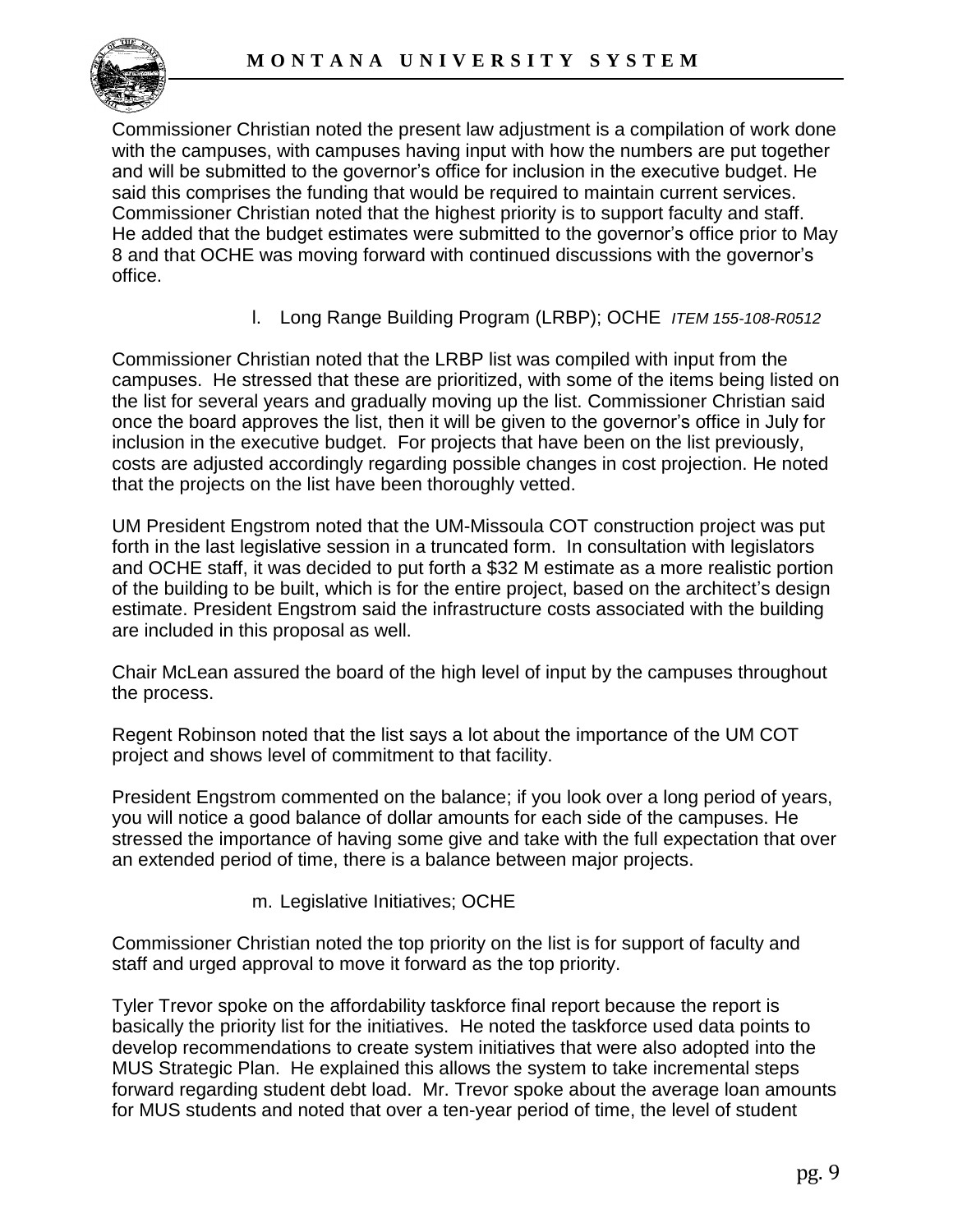Commissioner Christian noted the present law adjustment is a compilation of work done with the campuses, with campuses having input with how the numbers are put together and will be submitted to the governor's office for inclusion in the executive budget. He said this comprises the funding that would be required to maintain current services. Commissioner Christian noted that the highest priority is to support faculty and staff. He added that the budget estimates were submitted to the governor's office prior to May 8 and that OCHE was moving forward with continued discussions with the governor's office.

l. Long Range Building Program (LRBP); OCHE *ITEM 155-108-R0512*

Commissioner Christian noted that the LRBP list was compiled with input from the campuses. He stressed that these are prioritized, with some of the items being listed on the list for several years and gradually moving up the list. Commissioner Christian said once the board approves the list, then it will be given to the governor's office in July for inclusion in the executive budget. For projects that have been on the list previously, costs are adjusted accordingly regarding possible changes in cost projection. He noted that the projects on the list have been thoroughly vetted.

UM President Engstrom noted that the UM-Missoula COT construction project was put forth in the last legislative session in a truncated form. In consultation with legislators and OCHE staff, it was decided to put forth a $32 M estimate as a more realistic portion of the building to be built, which is for the entire project, based on the architect's design estimate. President Engstrom said the infrastructure costs associated with the building are included in this proposal as well.

Chair McLean assured the board of the high level of input by the campuses throughout the process.

Regent Robinson noted that the list says a lot about the importance of the UM COT project and shows level of commitment to that facility.

President Engstrom commented on the balance; if you look over a long period of years, you will notice a good balance of dollar amounts for each side of the campuses. He stressed the importance of having some give and take with the full expectation that over an extended period of time, there is a balance between major projects.

m. Legislative Initiatives; OCHE

Commissioner Christian noted the top priority on the list is for support of faculty and staff and urged approval to move it forward as the top priority.

Tyler Trevor spoke on the affordability taskforce final report because the report is basically the priority list for the initiatives. He noted the taskforce used data points to develop recommendations to create system initiatives that were also adopted into the MUS Strategic Plan. He explained this allows the system to take incremental steps forward regarding student debt load. Mr. Trevor spoke about the average loan amounts for MUS students and noted that over a ten-year period of time, the level of student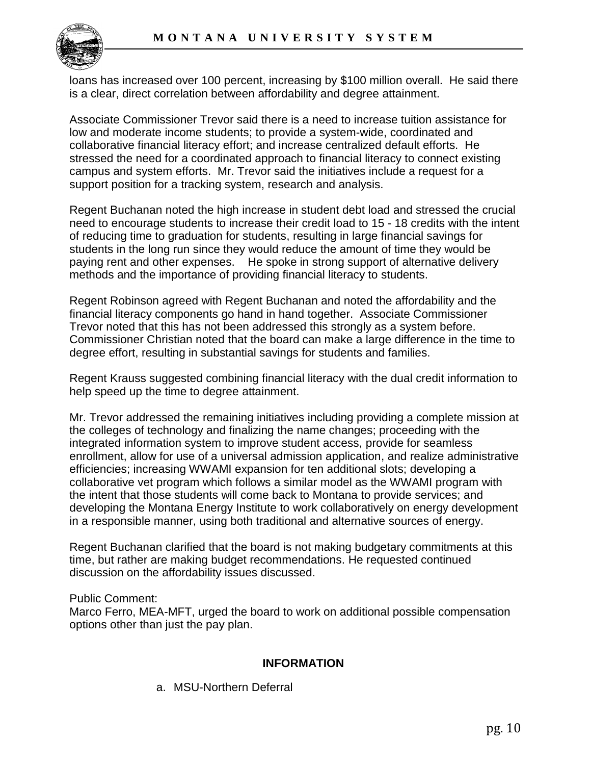loans has increased over 100 percent, increasing by $100 million overall. He said there is a clear, direct correlation between affordability and degree attainment.

Associate Commissioner Trevor said there is a need to increase tuition assistance for low and moderate income students; to provide a system-wide, coordinated and collaborative financial literacy effort; and increase centralized default efforts. He stressed the need for a coordinated approach to financial literacy to connect existing campus and system efforts. Mr. Trevor said the initiatives include a request for a support position for a tracking system, research and analysis.

Regent Buchanan noted the high increase in student debt load and stressed the crucial need to encourage students to increase their credit load to 15 - 18 credits with the intent of reducing time to graduation for students, resulting in large financial savings for students in the long run since they would reduce the amount of time they would be paying rent and other expenses. He spoke in strong support of alternative delivery methods and the importance of providing financial literacy to students.

Regent Robinson agreed with Regent Buchanan and noted the affordability and the financial literacy components go hand in hand together. Associate Commissioner Trevor noted that this has not been addressed this strongly as a system before. Commissioner Christian noted that the board can make a large difference in the time to degree effort, resulting in substantial savings for students and families.

Regent Krauss suggested combining financial literacy with the dual credit information to help speed up the time to degree attainment.

Mr. Trevor addressed the remaining initiatives including providing a complete mission at the colleges of technology and finalizing the name changes; proceeding with the integrated information system to improve student access, provide for seamless enrollment, allow for use of a universal admission application, and realize administrative efficiencies; increasing WWAMI expansion for ten additional slots; developing a collaborative vet program which follows a similar model as the WWAMI program with the intent that those students will come back to Montana to provide services; and developing the Montana Energy Institute to work collaboratively on energy development in a responsible manner, using both traditional and alternative sources of energy.

Regent Buchanan clarified that the board is not making budgetary commitments at this time, but rather are making budget recommendations. He requested continued discussion on the affordability issues discussed.

Public Comment:
Marco Ferro, MEA-MFT, urged the board to work on additional possible compensation options other than just the pay plan.

**INFORMATION**

a. MSU-Northern Deferral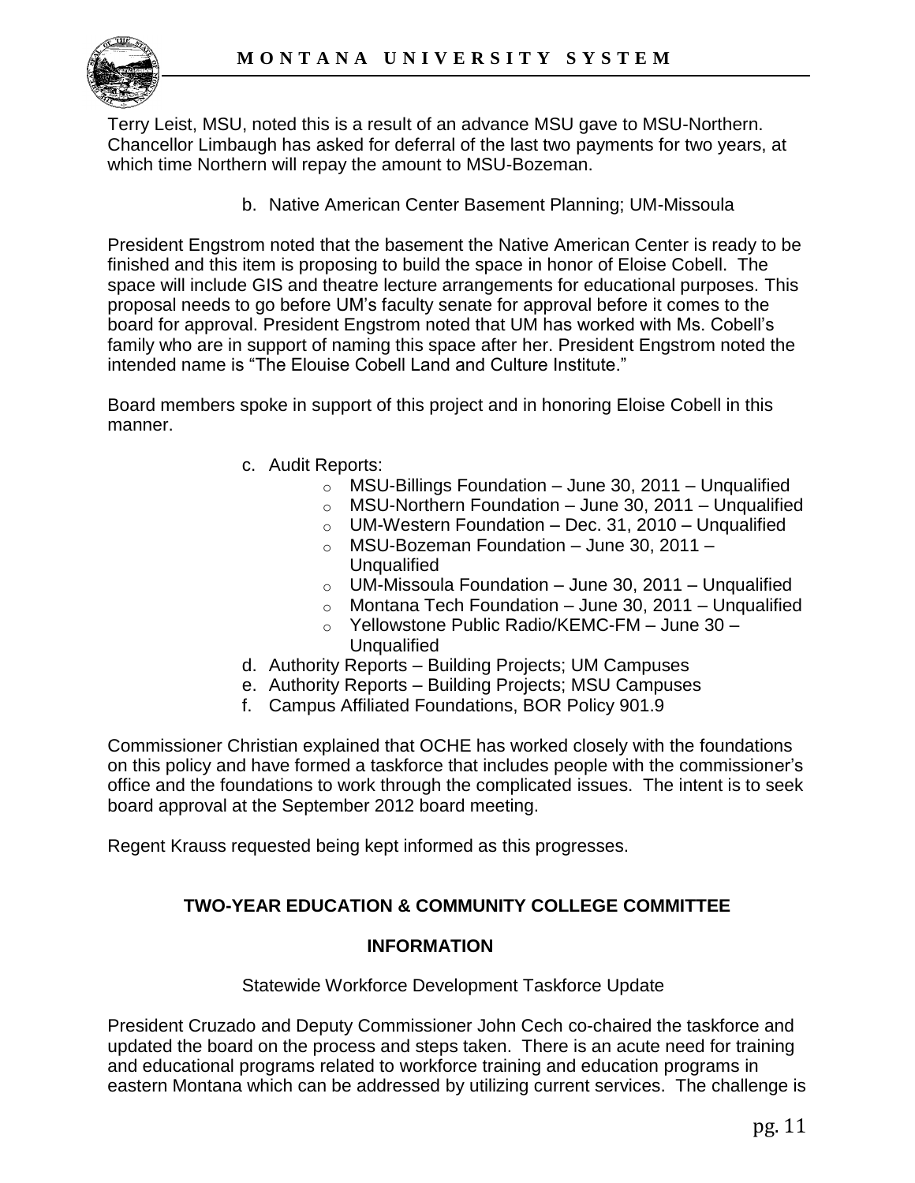Terry Leist, MSU, noted this is a result of an advance MSU gave to MSU-Northern. Chancellor Limbaugh has asked for deferral of the last two payments for two years, at which time Northern will repay the amount to MSU-Bozeman.

b. Native American Center Basement Planning; UM-Missoula

President Engstrom noted that the basement the Native American Center is ready to be finished and this item is proposing to build the space in honor of Eloise Cobell. The space will include GIS and theatre lecture arrangements for educational purposes. This proposal needs to go before UM's faculty senate for approval before it comes to the board for approval. President Engstrom noted that UM has worked with Ms. Cobell's family who are in support of naming this space after her. President Engstrom noted the intended name is "The Elouise Cobell Land and Culture Institute."

Board members spoke in support of this project and in honoring Eloise Cobell in this manner.

c. Audit Reports:
   - MSU-Billings Foundation – June 30, 2011 – Unqualified
   - MSU-Northern Foundation – June 30, 2011 – Unqualified
   - UM-Western Foundation – Dec. 31, 2010 – Unqualified
   - MSU-Bozeman Foundation – June 30, 2011 – Unqualified
   - UM-Missoula Foundation – June 30, 2011 – Unqualified
   - Montana Tech Foundation – June 30, 2011 – Unqualified
   - Yellowstone Public Radio/KEMC-FM – June 30 – Unqualified

d. Authority Reports – Building Projects; UM Campuses

e. Authority Reports – Building Projects; MSU Campuses

f. Campus Affiliated Foundations, BOR Policy 901.9

Commissioner Christian explained that OCHE has worked closely with the foundations on this policy and have formed a taskforce that includes people with the commissioner's office and the foundations to work through the complicated issues. The intent is to seek board approval at the September 2012 board meeting.

Regent Krauss requested being kept informed as this progresses.

## TWO-YEAR EDUCATION & COMMUNITY COLLEGE COMMITTEE

### INFORMATION

Statewide Workforce Development Taskforce Update

President Cruzado and Deputy Commissioner John Cech co-chaired the taskforce and updated the board on the process and steps taken. There is an acute need for training and educational programs related to workforce training and education programs in eastern Montana which can be addressed by utilizing current services. The challenge is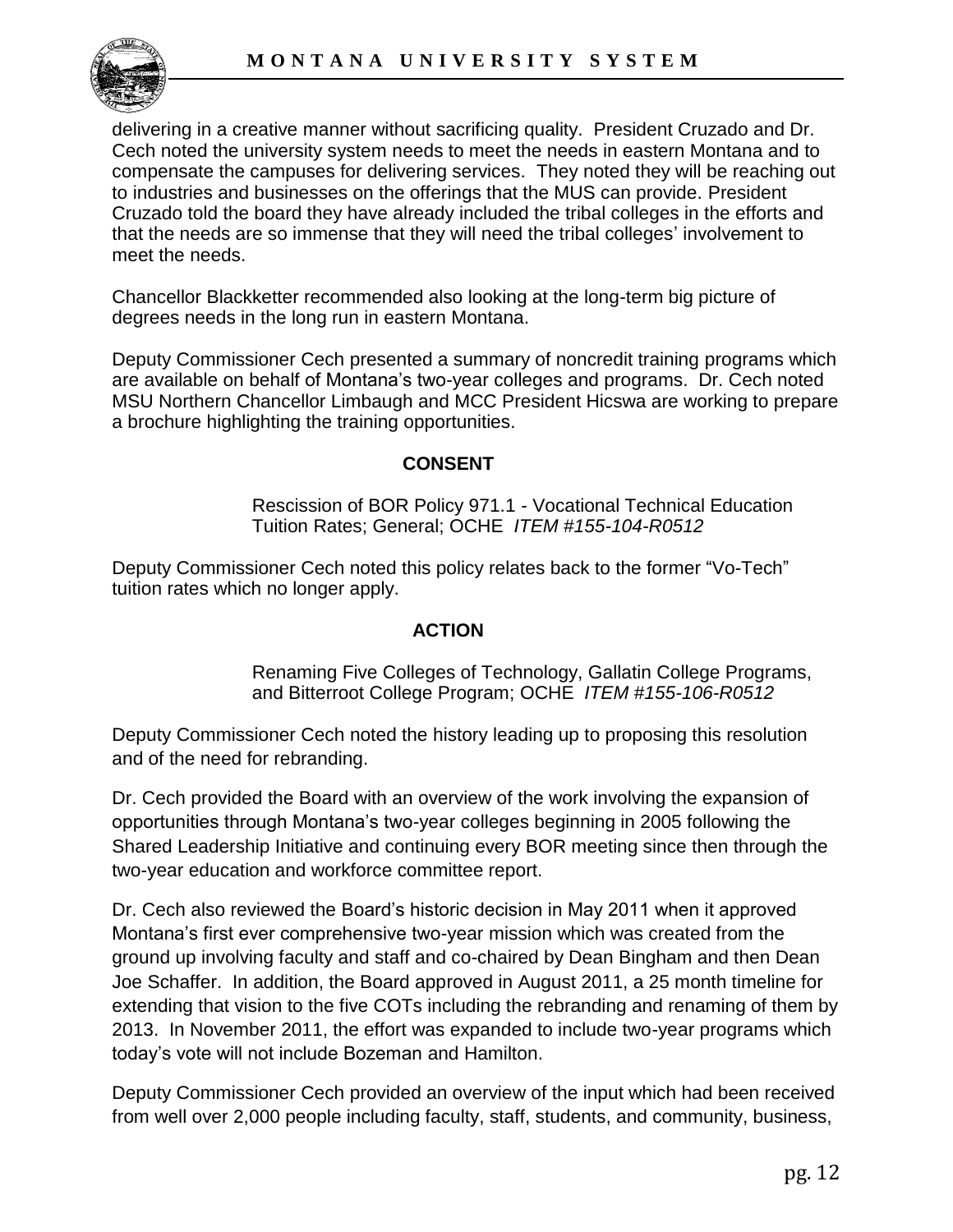delivering in a creative manner without sacrificing quality. President Cruzado and Dr. Cech noted the university system needs to meet the needs in eastern Montana and to compensate the campuses for delivering services. They noted they will be reaching out to industries and businesses on the offerings that the MUS can provide. President Cruzado told the board they have already included the tribal colleges in the efforts and that the needs are so immense that they will need the tribal colleges' involvement to meet the needs.

Chancellor Blackketter recommended also looking at the long-term big picture of degrees needs in the long run in eastern Montana.

Deputy Commissioner Cech presented a summary of noncredit training programs which are available on behalf of Montana's two-year colleges and programs. Dr. Cech noted MSU Northern Chancellor Limbaugh and MCC President Hicswa are working to prepare a brochure highlighting the training opportunities.

**CONSENT**

Rescission of BOR Policy 971.1 - Vocational Technical Education Tuition Rates; General; OCHE *ITEM #155-104-R0512*

Deputy Commissioner Cech noted this policy relates back to the former "Vo-Tech" tuition rates which no longer apply.

**ACTION**

Renaming Five Colleges of Technology, Gallatin College Programs, and Bitterroot College Program; OCHE *ITEM #155-106-R0512*

Deputy Commissioner Cech noted the history leading up to proposing this resolution and of the need for rebranding.

Dr. Cech provided the Board with an overview of the work involving the expansion of opportunities through Montana's two-year colleges beginning in 2005 following the Shared Leadership Initiative and continuing every BOR meeting since then through the two-year education and workforce committee report.

Dr. Cech also reviewed the Board's historic decision in May 2011 when it approved Montana's first ever comprehensive two-year mission which was created from the ground up involving faculty and staff and co-chaired by Dean Bingham and then Dean Joe Schaffer. In addition, the Board approved in August 2011, a 25 month timeline for extending that vision to the five COTs including the rebranding and renaming of them by 2013. In November 2011, the effort was expanded to include two-year programs which today's vote will not include Bozeman and Hamilton.

Deputy Commissioner Cech provided an overview of the input which had been received from well over 2,000 people including faculty, staff, students, and community, business,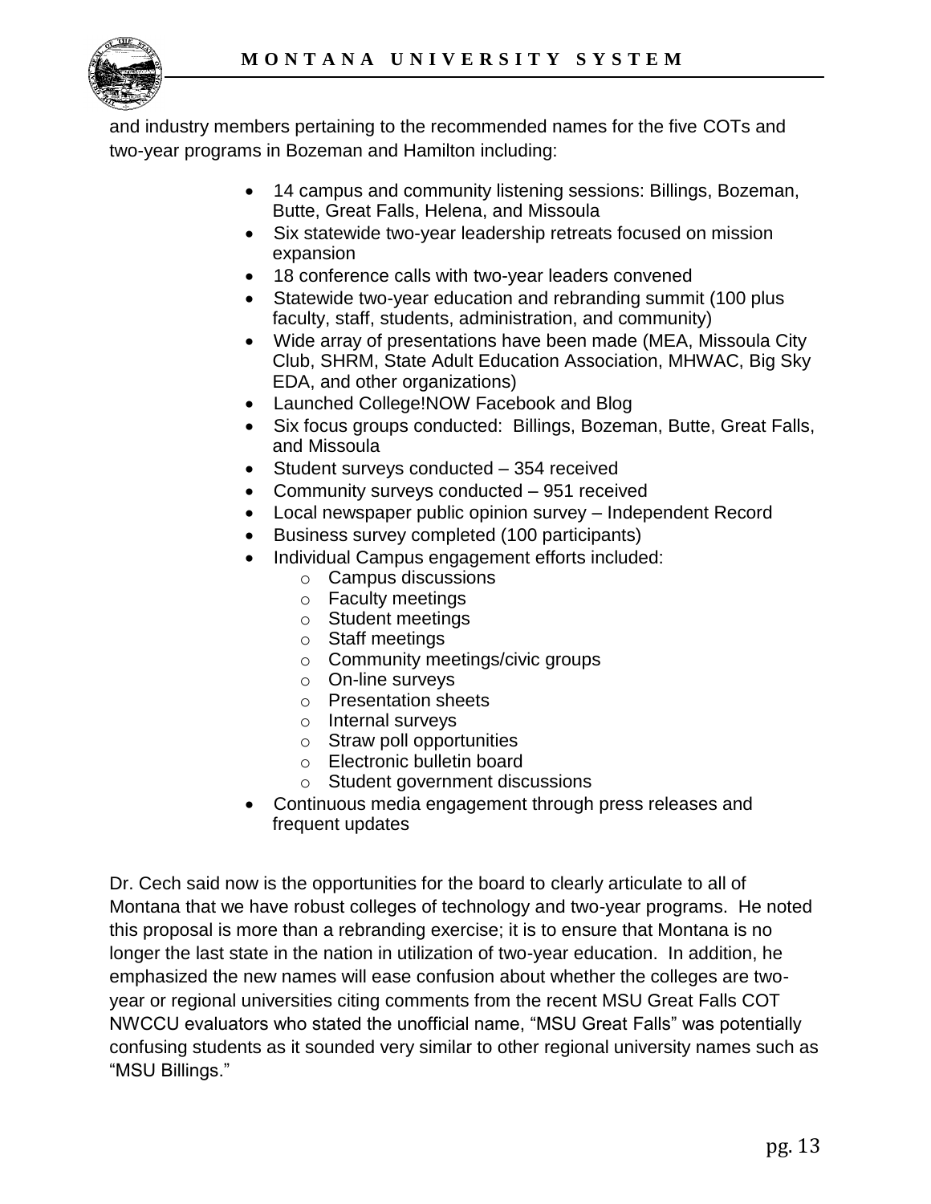and industry members pertaining to the recommended names for the five COTs and two-year programs in Bozeman and Hamilton including:

- 14 campus and community listening sessions: Billings, Bozeman, Butte, Great Falls, Helena, and Missoula
- Six statewide two-year leadership retreats focused on mission expansion
- 18 conference calls with two-year leaders convened
- Statewide two-year education and rebranding summit (100 plus faculty, staff, students, administration, and community)
- Wide array of presentations have been made (MEA, Missoula City Club, SHRM, State Adult Education Association, MHWAC, Big Sky EDA, and other organizations)
- Launched College!NOW Facebook and Blog
- Six focus groups conducted: Billings, Bozeman, Butte, Great Falls, and Missoula
- Student surveys conducted – 354 received
- Community surveys conducted – 951 received
- Local newspaper public opinion survey – Independent Record
- Business survey completed (100 participants)
- Individual Campus engagement efforts included:
  - Campus discussions
  - Faculty meetings
  - Student meetings
  - Staff meetings
  - Community meetings/civic groups
  - On-line surveys
  - Presentation sheets
  - Internal surveys
  - Straw poll opportunities
  - Electronic bulletin board
  - Student government discussions
- Continuous media engagement through press releases and frequent updates

Dr. Cech said now is the opportunities for the board to clearly articulate to all of Montana that we have robust colleges of technology and two-year programs. He noted this proposal is more than a rebranding exercise; it is to ensure that Montana is no longer the last state in the nation in utilization of two-year education. In addition, he emphasized the new names will ease confusion about whether the colleges are two-year or regional universities citing comments from the recent MSU Great Falls COT NWCCU evaluators who stated the unofficial name, "MSU Great Falls" was potentially confusing students as it sounded very similar to other regional university names such as "MSU Billings."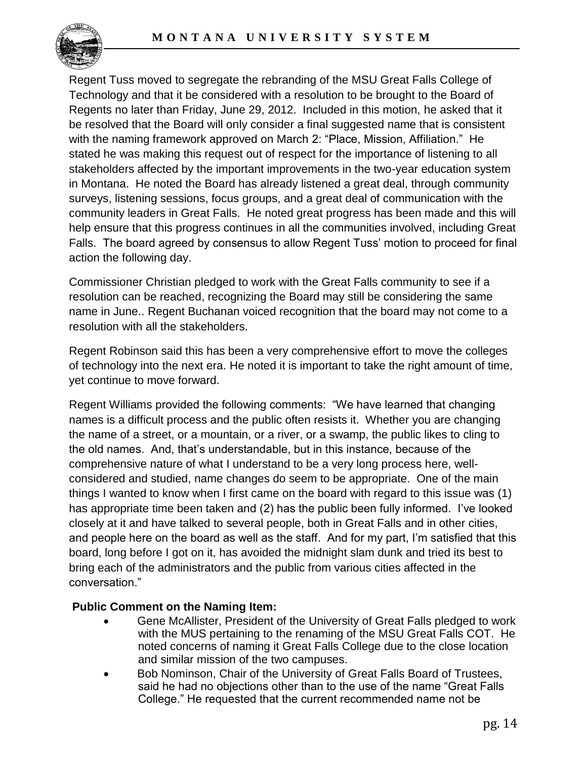Regent Tuss moved to segregate the rebranding of the MSU Great Falls College of Technology and that it be considered with a resolution to be brought to the Board of Regents no later than Friday, June 29, 2012. Included in this motion, he asked that it be resolved that the Board will only consider a final suggested name that is consistent with the naming framework approved on March 2: "Place, Mission, Affiliation." He stated he was making this request out of respect for the importance of listening to all stakeholders affected by the important improvements in the two-year education system in Montana. He noted the Board has already listened a great deal, through community surveys, listening sessions, focus groups, and a great deal of communication with the community leaders in Great Falls. He noted great progress has been made and this will help ensure that this progress continues in all the communities involved, including Great Falls. The board agreed by consensus to allow Regent Tuss' motion to proceed for final action the following day.

Commissioner Christian pledged to work with the Great Falls community to see if a resolution can be reached, recognizing the Board may still be considering the same name in June.. Regent Buchanan voiced recognition that the board may not come to a resolution with all the stakeholders.

Regent Robinson said this has been a very comprehensive effort to move the colleges of technology into the next era. He noted it is important to take the right amount of time, yet continue to move forward.

Regent Williams provided the following comments: "We have learned that changing names is a difficult process and the public often resists it. Whether you are changing the name of a street, or a mountain, or a river, or a swamp, the public likes to cling to the old names. And, that's understandable, but in this instance, because of the comprehensive nature of what I understand to be a very long process here, well-considered and studied, name changes do seem to be appropriate. One of the main things I wanted to know when I first came on the board with regard to this issue was (1) has appropriate time been taken and (2) has the public been fully informed. I've looked closely at it and have talked to several people, both in Great Falls and in other cities, and people here on the board as well as the staff. And for my part, I'm satisfied that this board, long before I got on it, has avoided the midnight slam dunk and tried its best to bring each of the administrators and the public from various cities affected in the conversation."

**Public Comment on the Naming Item:**

- Gene McAllister, President of the University of Great Falls pledged to work with the MUS pertaining to the renaming of the MSU Great Falls COT. He noted concerns of naming it Great Falls College due to the close location and similar mission of the two campuses.
- Bob Nominson, Chair of the University of Great Falls Board of Trustees, said he had no objections other than to the use of the name "Great Falls College." He requested that the current recommended name not be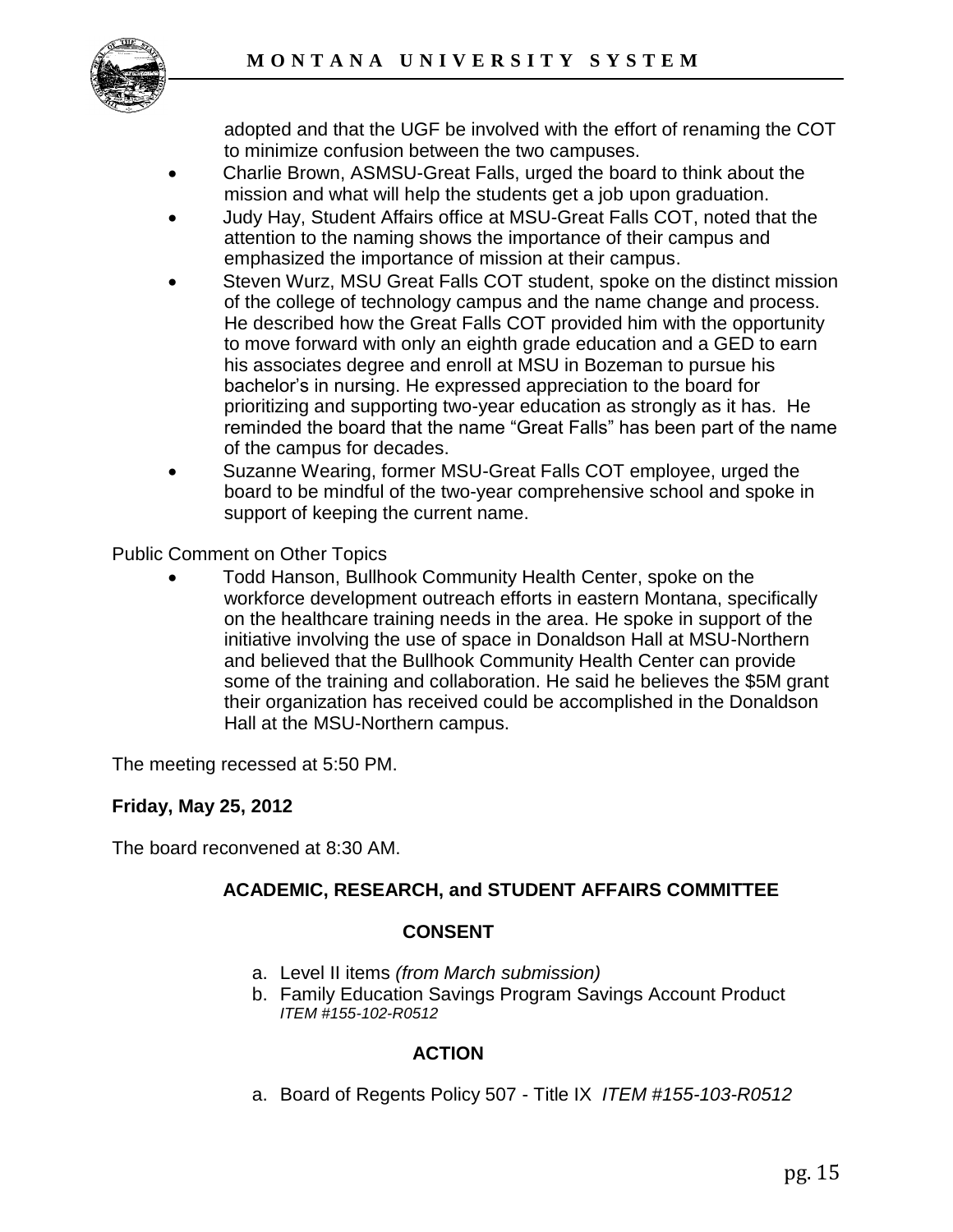adopted and that the UGF be involved with the effort of renaming the COT to minimize confusion between the two campuses.

- Charlie Brown, ASMSU-Great Falls, urged the board to think about the mission and what will help the students get a job upon graduation.
- Judy Hay, Student Affairs office at MSU-Great Falls COT, noted that the attention to the naming shows the importance of their campus and emphasized the importance of mission at their campus.
- Steven Wurz, MSU Great Falls COT student, spoke on the distinct mission of the college of technology campus and the name change and process. He described how the Great Falls COT provided him with the opportunity to move forward with only an eighth grade education and a GED to earn his associates degree and enroll at MSU in Bozeman to pursue his bachelor's in nursing. He expressed appreciation to the board for prioritizing and supporting two-year education as strongly as it has. He reminded the board that the name "Great Falls" has been part of the name of the campus for decades.
- Suzanne Wearing, former MSU-Great Falls COT employee, urged the board to be mindful of the two-year comprehensive school and spoke in support of keeping the current name.

Public Comment on Other Topics

- Todd Hanson, Bullhook Community Health Center, spoke on the workforce development outreach efforts in eastern Montana, specifically on the healthcare training needs in the area. He spoke in support of the initiative involving the use of space in Donaldson Hall at MSU-Northern and believed that the Bullhook Community Health Center can provide some of the training and collaboration. He said he believes the $5M grant their organization has received could be accomplished in the Donaldson Hall at the MSU-Northern campus.

The meeting recessed at 5:50 PM.

**Friday, May 25, 2012**

The board reconvened at 8:30 AM.

**ACADEMIC, RESEARCH, and STUDENT AFFAIRS COMMITTEE**

**CONSENT**

a. Level II items *(from March submission)*
b. Family Education Savings Program Savings Account Product *ITEM #155-102-R0512*

**ACTION**

a. Board of Regents Policy 507 - Title IX *ITEM #155-103-R0512*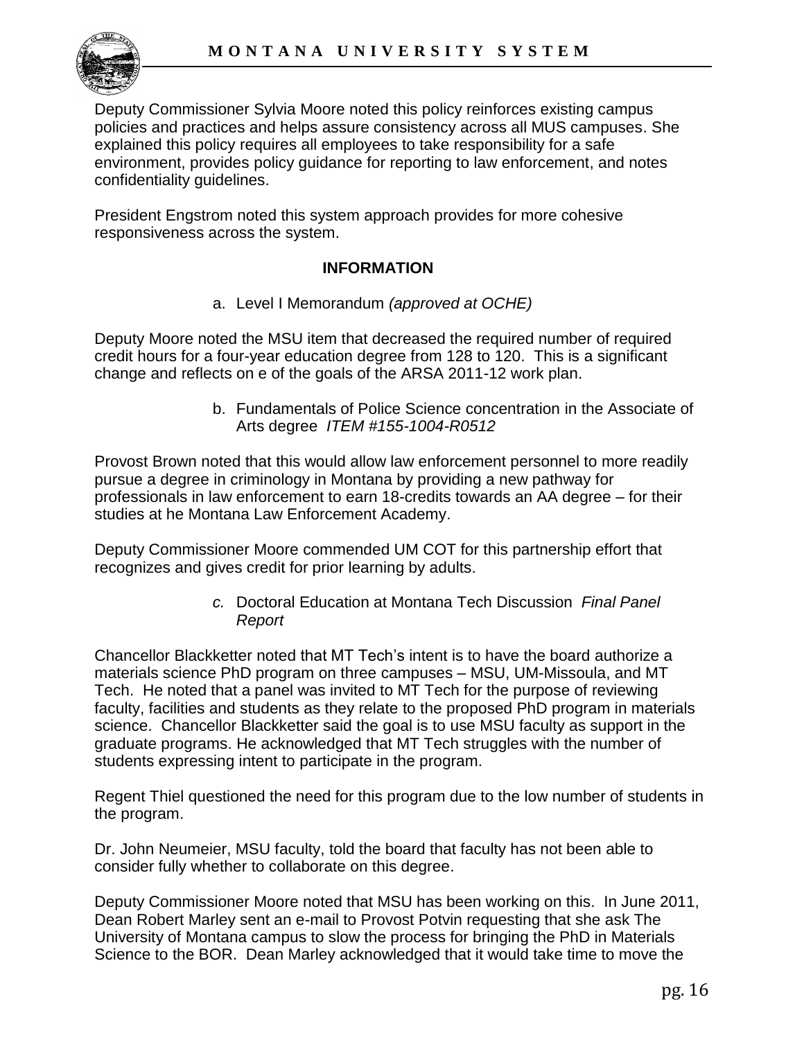Deputy Commissioner Sylvia Moore noted this policy reinforces existing campus policies and practices and helps assure consistency across all MUS campuses. She explained this policy requires all employees to take responsibility for a safe environment, provides policy guidance for reporting to law enforcement, and notes confidentiality guidelines.

President Engstrom noted this system approach provides for more cohesive responsiveness across the system.

**INFORMATION**

a. Level I Memorandum *(approved at OCHE)*

Deputy Moore noted the MSU item that decreased the required number of required credit hours for a four-year education degree from 128 to 120. This is a significant change and reflects on e of the goals of the ARSA 2011-12 work plan.

b. Fundamentals of Police Science concentration in the Associate of Arts degree *ITEM #155-1004-R0512*

Provost Brown noted that this would allow law enforcement personnel to more readily pursue a degree in criminology in Montana by providing a new pathway for professionals in law enforcement to earn 18-credits towards an AA degree – for their studies at he Montana Law Enforcement Academy.

Deputy Commissioner Moore commended UM COT for this partnership effort that recognizes and gives credit for prior learning by adults.

*c.* Doctoral Education at Montana Tech Discussion *Final Panel Report*

Chancellor Blackketter noted that MT Tech's intent is to have the board authorize a materials science PhD program on three campuses – MSU, UM-Missoula, and MT Tech. He noted that a panel was invited to MT Tech for the purpose of reviewing faculty, facilities and students as they relate to the proposed PhD program in materials science. Chancellor Blackketter said the goal is to use MSU faculty as support in the graduate programs. He acknowledged that MT Tech struggles with the number of students expressing intent to participate in the program.

Regent Thiel questioned the need for this program due to the low number of students in the program.

Dr. John Neumeier, MSU faculty, told the board that faculty has not been able to consider fully whether to collaborate on this degree.

Deputy Commissioner Moore noted that MSU has been working on this. In June 2011, Dean Robert Marley sent an e-mail to Provost Potvin requesting that she ask The University of Montana campus to slow the process for bringing the PhD in Materials Science to the BOR. Dean Marley acknowledged that it would take time to move the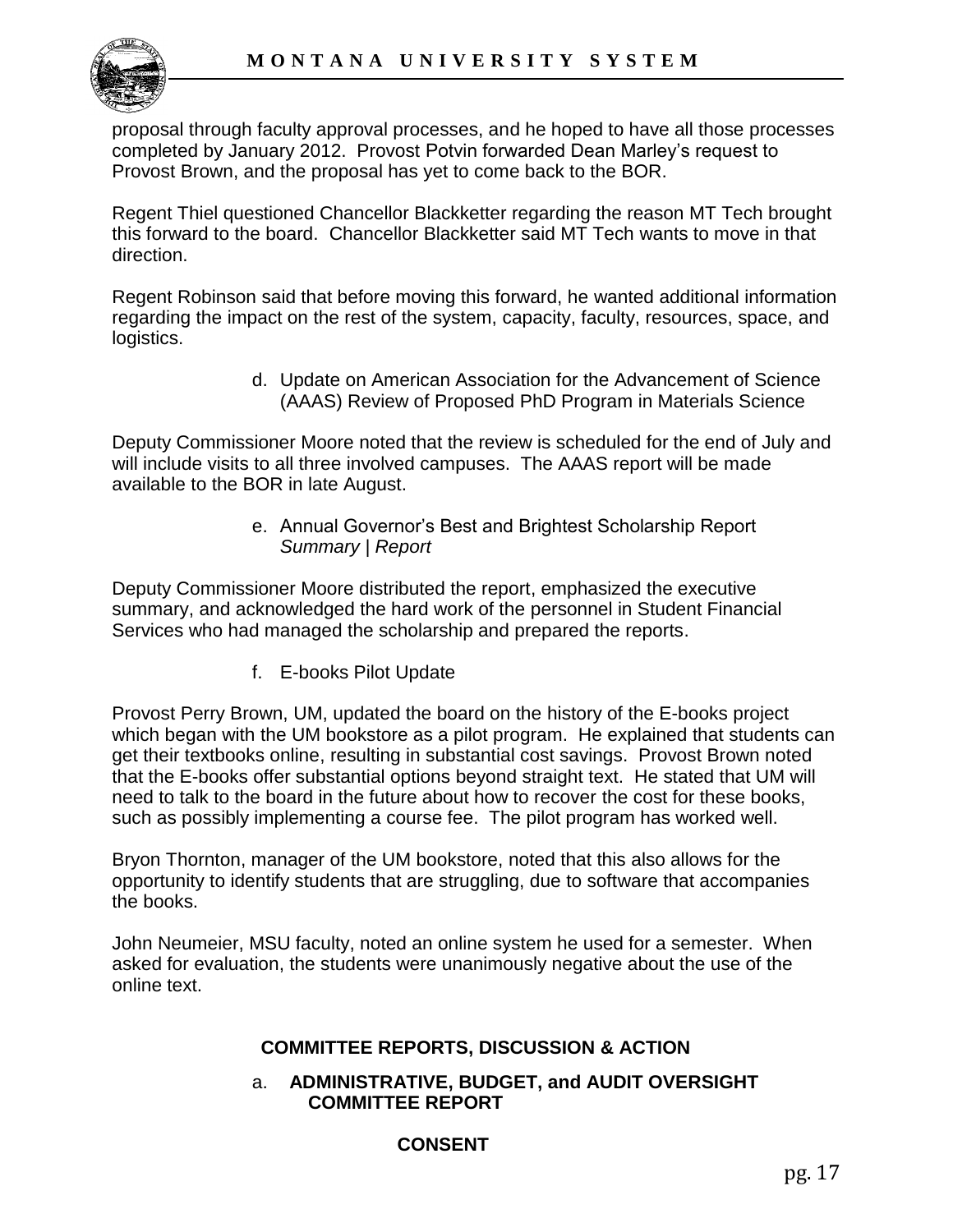proposal through faculty approval processes, and he hoped to have all those processes completed by January 2012. Provost Potvin forwarded Dean Marley's request to Provost Brown, and the proposal has yet to come back to the BOR.

Regent Thiel questioned Chancellor Blackketter regarding the reason MT Tech brought this forward to the board. Chancellor Blackketter said MT Tech wants to move in that direction.

Regent Robinson said that before moving this forward, he wanted additional information regarding the impact on the rest of the system, capacity, faculty, resources, space, and logistics.

d. Update on American Association for the Advancement of Science (AAAS) Review of Proposed PhD Program in Materials Science

Deputy Commissioner Moore noted that the review is scheduled for the end of July and will include visits to all three involved campuses. The AAAS report will be made available to the BOR in late August.

e. Annual Governor's Best and Brightest Scholarship Report *Summary | Report*

Deputy Commissioner Moore distributed the report, emphasized the executive summary, and acknowledged the hard work of the personnel in Student Financial Services who had managed the scholarship and prepared the reports.

f. E-books Pilot Update

Provost Perry Brown, UM, updated the board on the history of the E-books project which began with the UM bookstore as a pilot program. He explained that students can get their textbooks online, resulting in substantial cost savings. Provost Brown noted that the E-books offer substantial options beyond straight text. He stated that UM will need to talk to the board in the future about how to recover the cost for these books, such as possibly implementing a course fee. The pilot program has worked well.

Bryon Thornton, manager of the UM bookstore, noted that this also allows for the opportunity to identify students that are struggling, due to software that accompanies the books.

John Neumeier, MSU faculty, noted an online system he used for a semester. When asked for evaluation, the students were unanimously negative about the use of the online text.

## COMMITTEE REPORTS, DISCUSSION & ACTION

### a. ADMINISTRATIVE, BUDGET, and AUDIT OVERSIGHT COMMITTEE REPORT

**CONSENT**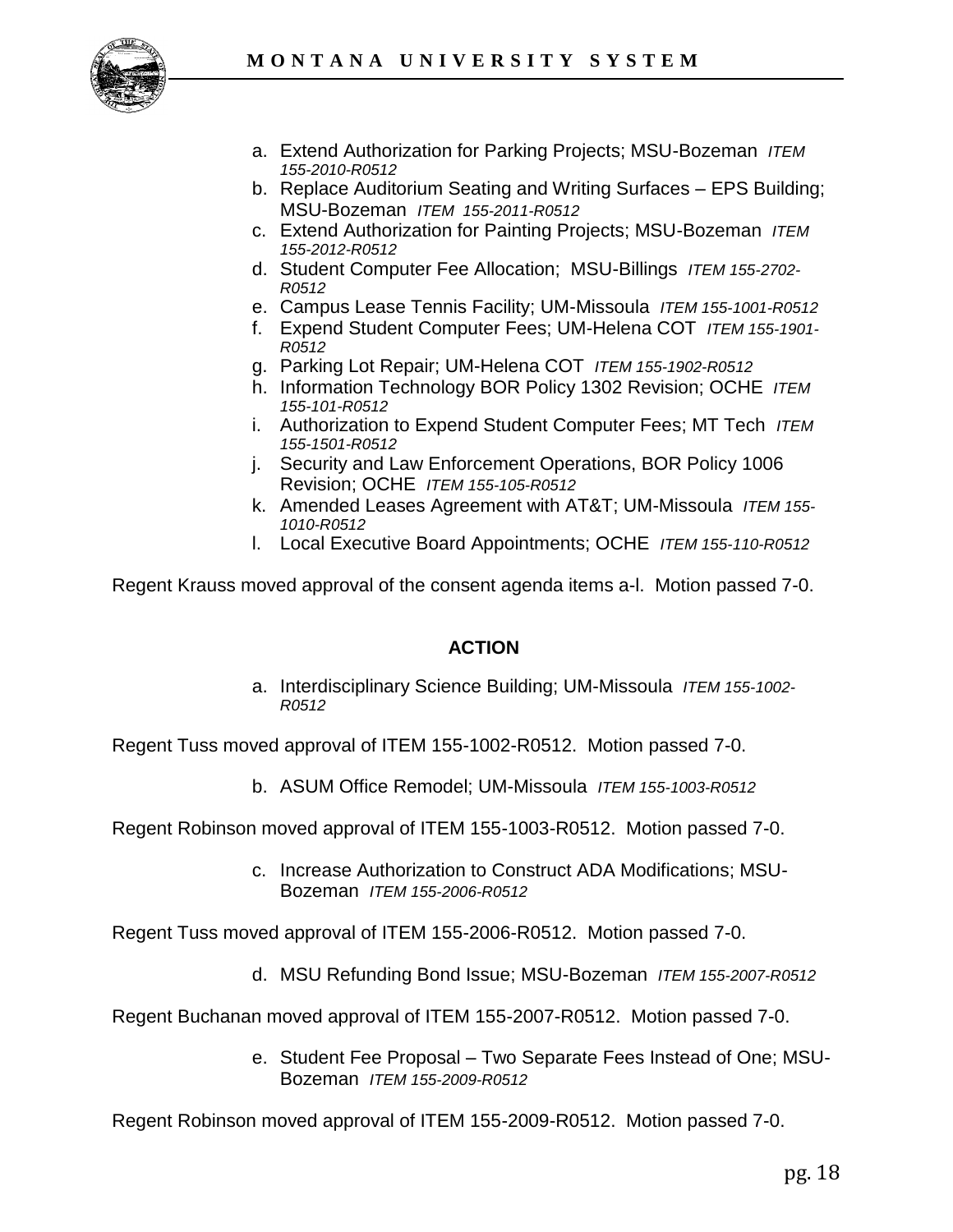a. Extend Authorization for Parking Projects; MSU-Bozeman *ITEM 155-2010-R0512*
b. Replace Auditorium Seating and Writing Surfaces – EPS Building; MSU-Bozeman *ITEM 155-2011-R0512*
c. Extend Authorization for Painting Projects; MSU-Bozeman *ITEM 155-2012-R0512*
d. Student Computer Fee Allocation; MSU-Billings *ITEM 155-2702-R0512*
e. Campus Lease Tennis Facility; UM-Missoula *ITEM 155-1001-R0512*
f. Expend Student Computer Fees; UM-Helena COT *ITEM 155-1901-R0512*
g. Parking Lot Repair; UM-Helena COT *ITEM 155-1902-R0512*
h. Information Technology BOR Policy 1302 Revision; OCHE *ITEM 155-101-R0512*
i. Authorization to Expend Student Computer Fees; MT Tech *ITEM 155-1501-R0512*
j. Security and Law Enforcement Operations, BOR Policy 1006 Revision; OCHE *ITEM 155-105-R0512*
k. Amended Leases Agreement with AT&T; UM-Missoula *ITEM 155-1010-R0512*
l. Local Executive Board Appointments; OCHE *ITEM 155-110-R0512*

Regent Krauss moved approval of the consent agenda items a-l. Motion passed 7-0.

**ACTION**

a. Interdisciplinary Science Building; UM-Missoula *ITEM 155-1002-R0512*

Regent Tuss moved approval of ITEM 155-1002-R0512. Motion passed 7-0.

b. ASUM Office Remodel; UM-Missoula *ITEM 155-1003-R0512*

Regent Robinson moved approval of ITEM 155-1003-R0512. Motion passed 7-0.

c. Increase Authorization to Construct ADA Modifications; MSU-Bozeman *ITEM 155-2006-R0512*

Regent Tuss moved approval of ITEM 155-2006-R0512. Motion passed 7-0.

d. MSU Refunding Bond Issue; MSU-Bozeman *ITEM 155-2007-R0512*

Regent Buchanan moved approval of ITEM 155-2007-R0512. Motion passed 7-0.

e. Student Fee Proposal – Two Separate Fees Instead of One; MSU-Bozeman *ITEM 155-2009-R0512*

Regent Robinson moved approval of ITEM 155-2009-R0512. Motion passed 7-0.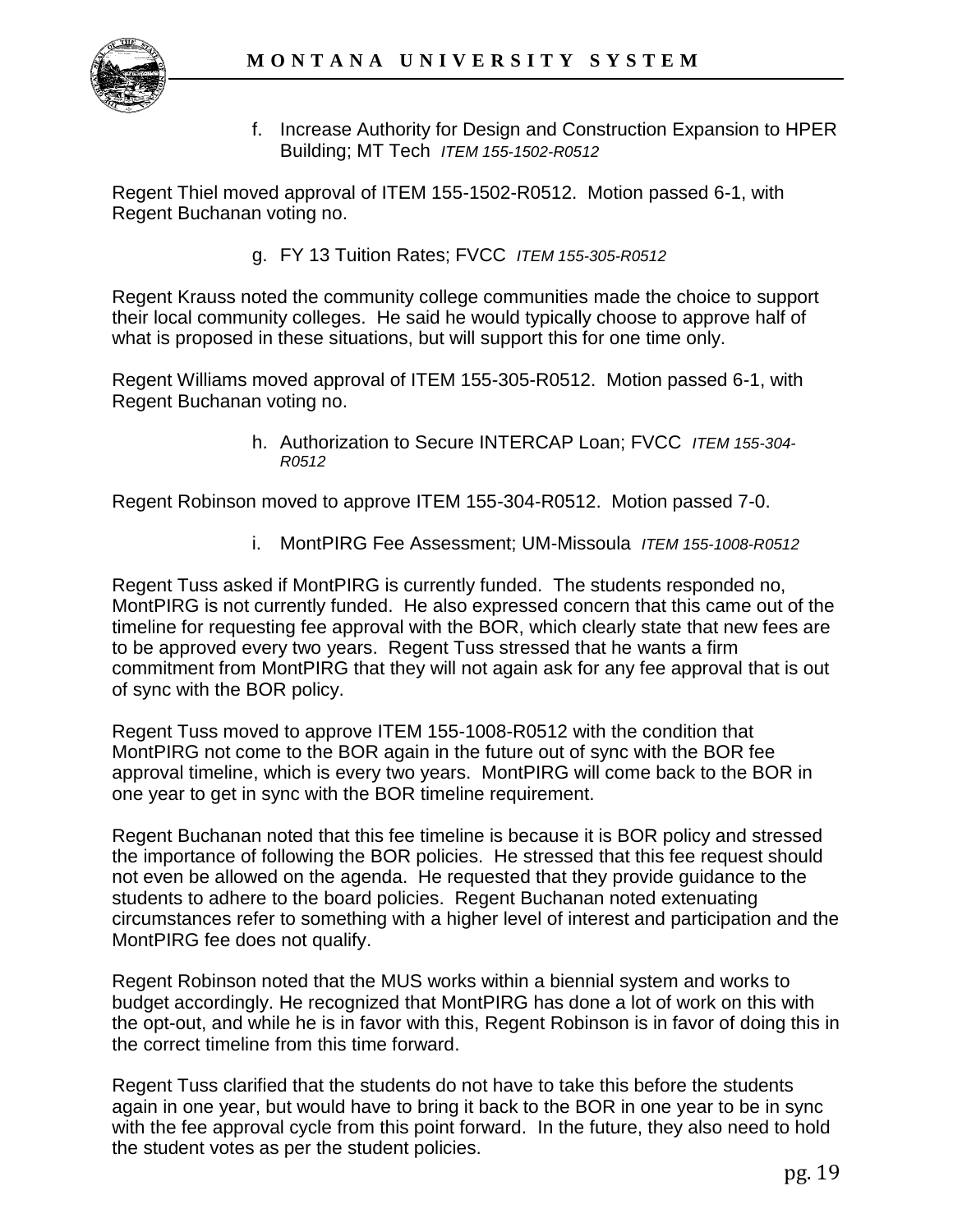f. Increase Authority for Design and Construction Expansion to HPER Building; MT Tech *ITEM 155-1502-R0512*

Regent Thiel moved approval of ITEM 155-1502-R0512. Motion passed 6-1, with Regent Buchanan voting no.

g. FY 13 Tuition Rates; FVCC *ITEM 155-305-R0512*

Regent Krauss noted the community college communities made the choice to support their local community colleges. He said he would typically choose to approve half of what is proposed in these situations, but will support this for one time only.

Regent Williams moved approval of ITEM 155-305-R0512. Motion passed 6-1, with Regent Buchanan voting no.

h. Authorization to Secure INTERCAP Loan; FVCC *ITEM 155-304-R0512*

Regent Robinson moved to approve ITEM 155-304-R0512. Motion passed 7-0.

i. MontPIRG Fee Assessment; UM-Missoula *ITEM 155-1008-R0512*

Regent Tuss asked if MontPIRG is currently funded. The students responded no, MontPIRG is not currently funded. He also expressed concern that this came out of the timeline for requesting fee approval with the BOR, which clearly state that new fees are to be approved every two years. Regent Tuss stressed that he wants a firm commitment from MontPIRG that they will not again ask for any fee approval that is out of sync with the BOR policy.

Regent Tuss moved to approve ITEM 155-1008-R0512 with the condition that MontPIRG not come to the BOR again in the future out of sync with the BOR fee approval timeline, which is every two years. MontPIRG will come back to the BOR in one year to get in sync with the BOR timeline requirement.

Regent Buchanan noted that this fee timeline is because it is BOR policy and stressed the importance of following the BOR policies. He stressed that this fee request should not even be allowed on the agenda. He requested that they provide guidance to the students to adhere to the board policies. Regent Buchanan noted extenuating circumstances refer to something with a higher level of interest and participation and the MontPIRG fee does not qualify.

Regent Robinson noted that the MUS works within a biennial system and works to budget accordingly. He recognized that MontPIRG has done a lot of work on this with the opt-out, and while he is in favor with this, Regent Robinson is in favor of doing this in the correct timeline from this time forward.

Regent Tuss clarified that the students do not have to take this before the students again in one year, but would have to bring it back to the BOR in one year to be in sync with the fee approval cycle from this point forward. In the future, they also need to hold the student votes as per the student policies.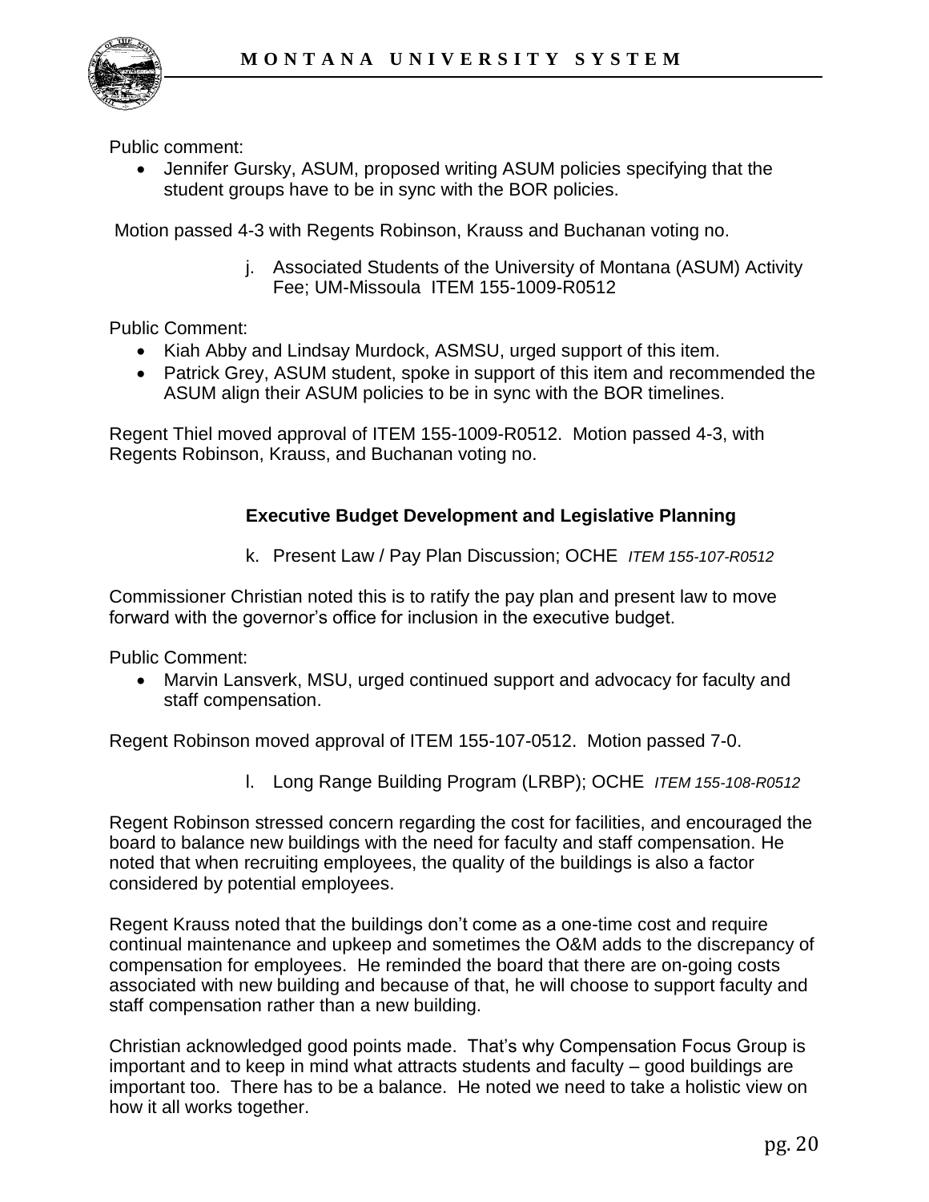Public comment:

- Jennifer Gursky, ASUM, proposed writing ASUM policies specifying that the student groups have to be in sync with the BOR policies.

Motion passed 4-3 with Regents Robinson, Krauss and Buchanan voting no.

j. Associated Students of the University of Montana (ASUM) Activity Fee; UM-Missoula ITEM 155-1009-R0512

Public Comment:

- Kiah Abby and Lindsay Murdock, ASMSU, urged support of this item.
- Patrick Grey, ASUM student, spoke in support of this item and recommended the ASUM align their ASUM policies to be in sync with the BOR timelines.

Regent Thiel moved approval of ITEM 155-1009-R0512. Motion passed 4-3, with Regents Robinson, Krauss, and Buchanan voting no.

**Executive Budget Development and Legislative Planning**

k. Present Law / Pay Plan Discussion; OCHE *ITEM 155-107-R0512*

Commissioner Christian noted this is to ratify the pay plan and present law to move forward with the governor's office for inclusion in the executive budget.

Public Comment:

- Marvin Lansverk, MSU, urged continued support and advocacy for faculty and staff compensation.

Regent Robinson moved approval of ITEM 155-107-0512. Motion passed 7-0.

l. Long Range Building Program (LRBP); OCHE *ITEM 155-108-R0512*

Regent Robinson stressed concern regarding the cost for facilities, and encouraged the board to balance new buildings with the need for faculty and staff compensation. He noted that when recruiting employees, the quality of the buildings is also a factor considered by potential employees.

Regent Krauss noted that the buildings don't come as a one-time cost and require continual maintenance and upkeep and sometimes the O&M adds to the discrepancy of compensation for employees. He reminded the board that there are on-going costs associated with new building and because of that, he will choose to support faculty and staff compensation rather than a new building.

Christian acknowledged good points made. That's why Compensation Focus Group is important and to keep in mind what attracts students and faculty – good buildings are important too. There has to be a balance. He noted we need to take a holistic view on how it all works together.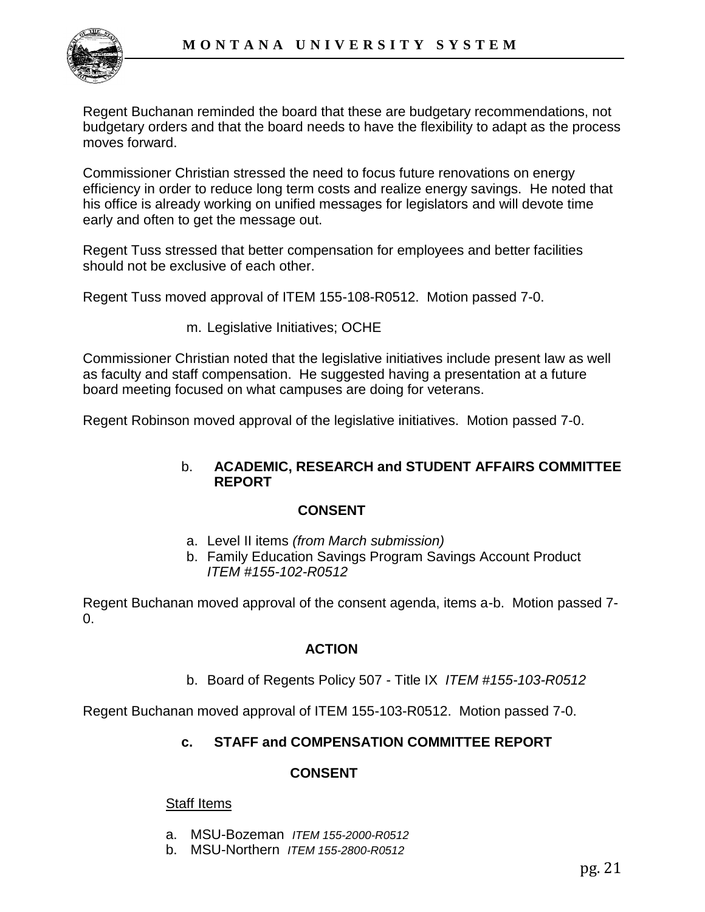Regent Buchanan reminded the board that these are budgetary recommendations, not budgetary orders and that the board needs to have the flexibility to adapt as the process moves forward.

Commissioner Christian stressed the need to focus future renovations on energy efficiency in order to reduce long term costs and realize energy savings. He noted that his office is already working on unified messages for legislators and will devote time early and often to get the message out.

Regent Tuss stressed that better compensation for employees and better facilities should not be exclusive of each other.

Regent Tuss moved approval of ITEM 155-108-R0512. Motion passed 7-0.

m. Legislative Initiatives; OCHE

Commissioner Christian noted that the legislative initiatives include present law as well as faculty and staff compensation. He suggested having a presentation at a future board meeting focused on what campuses are doing for veterans.

Regent Robinson moved approval of the legislative initiatives. Motion passed 7-0.

### b. ACADEMIC, RESEARCH and STUDENT AFFAIRS COMMITTEE REPORT

**CONSENT**

a. Level II items *(from March submission)*
b. Family Education Savings Program Savings Account Product *ITEM #155-102-R0512*

Regent Buchanan moved approval of the consent agenda, items a-b. Motion passed 7-0.

**ACTION**

b. Board of Regents Policy 507 - Title IX *ITEM #155-103-R0512*

Regent Buchanan moved approval of ITEM 155-103-R0512. Motion passed 7-0.

### c. STAFF and COMPENSATION COMMITTEE REPORT

**CONSENT**

Staff Items

a. MSU-Bozeman *ITEM 155-2000-R0512*
b. MSU-Northern *ITEM 155-2800-R0512*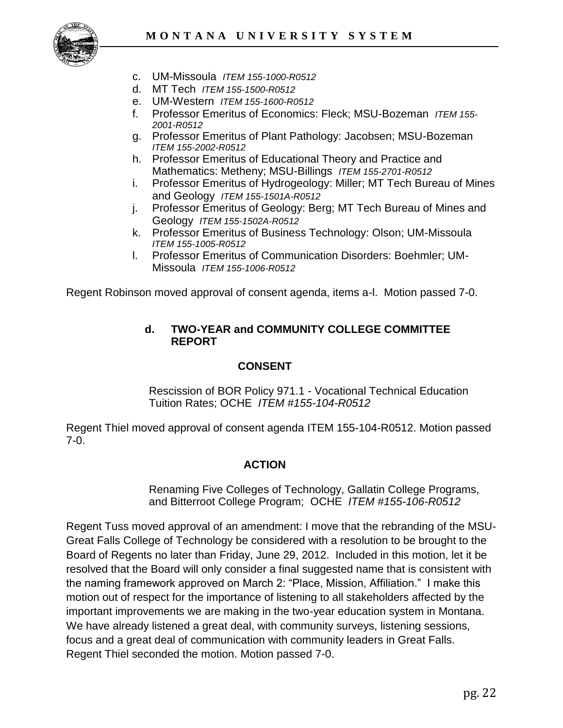c. UM-Missoula *ITEM 155-1000-R0512*
d. MT Tech *ITEM 155-1500-R0512*
e. UM-Western *ITEM 155-1600-R0512*
f. Professor Emeritus of Economics: Fleck; MSU-Bozeman *ITEM 155-2001-R0512*
g. Professor Emeritus of Plant Pathology: Jacobsen; MSU-Bozeman *ITEM 155-2002-R0512*
h. Professor Emeritus of Educational Theory and Practice and Mathematics: Metheny; MSU-Billings *ITEM 155-2701-R0512*
i. Professor Emeritus of Hydrogeology: Miller; MT Tech Bureau of Mines and Geology *ITEM 155-1501A-R0512*
j. Professor Emeritus of Geology: Berg; MT Tech Bureau of Mines and Geology *ITEM 155-1502A-R0512*
k. Professor Emeritus of Business Technology: Olson; UM-Missoula *ITEM 155-1005-R0512*
l. Professor Emeritus of Communication Disorders: Boehmler; UM-Missoula *ITEM 155-1006-R0512*

Regent Robinson moved approval of consent agenda, items a-l. Motion passed 7-0.

### d. TWO-YEAR and COMMUNITY COLLEGE COMMITTEE REPORT

**CONSENT**

Rescission of BOR Policy 971.1 - Vocational Technical Education Tuition Rates; OCHE *ITEM #155-104-R0512*

Regent Thiel moved approval of consent agenda ITEM 155-104-R0512. Motion passed 7-0.

**ACTION**

Renaming Five Colleges of Technology, Gallatin College Programs, and Bitterroot College Program; OCHE *ITEM #155-106-R0512*

Regent Tuss moved approval of an amendment: I move that the rebranding of the MSU-Great Falls College of Technology be considered with a resolution to be brought to the Board of Regents no later than Friday, June 29, 2012. Included in this motion, let it be resolved that the Board will only consider a final suggested name that is consistent with the naming framework approved on March 2: "Place, Mission, Affiliation." I make this motion out of respect for the importance of listening to all stakeholders affected by the important improvements we are making in the two-year education system in Montana. We have already listened a great deal, with community surveys, listening sessions, focus and a great deal of communication with community leaders in Great Falls. Regent Thiel seconded the motion. Motion passed 7-0.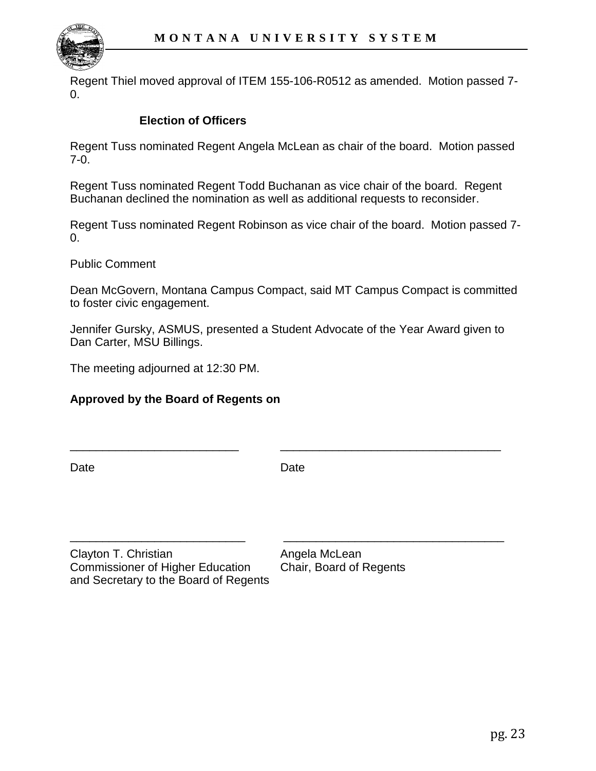Regent Thiel moved approval of ITEM 155-106-R0512 as amended. Motion passed 7-0.

### Election of Officers

Regent Tuss nominated Regent Angela McLean as chair of the board. Motion passed 7-0.

Regent Tuss nominated Regent Todd Buchanan as vice chair of the board. Regent Buchanan declined the nomination as well as additional requests to reconsider.

Regent Tuss nominated Regent Robinson as vice chair of the board. Motion passed 7-0.

Public Comment

Dean McGovern, Montana Campus Compact, said MT Campus Compact is committed to foster civic engagement.

Jennifer Gursky, ASMUS, presented a Student Advocate of the Year Award given to Dan Carter, MSU Billings.

The meeting adjourned at 12:30 PM.

**Approved by the Board of Regents on**

| | |
|---|---|
| ___________________________ | ___________________________________ |
| Date | Date |
| ___________________________ | ___________________________________ |
| Clayton T. Christian<br>Commissioner of Higher Education<br>and Secretary to the Board of Regents | Angela McLean<br>Chair, Board of Regents |